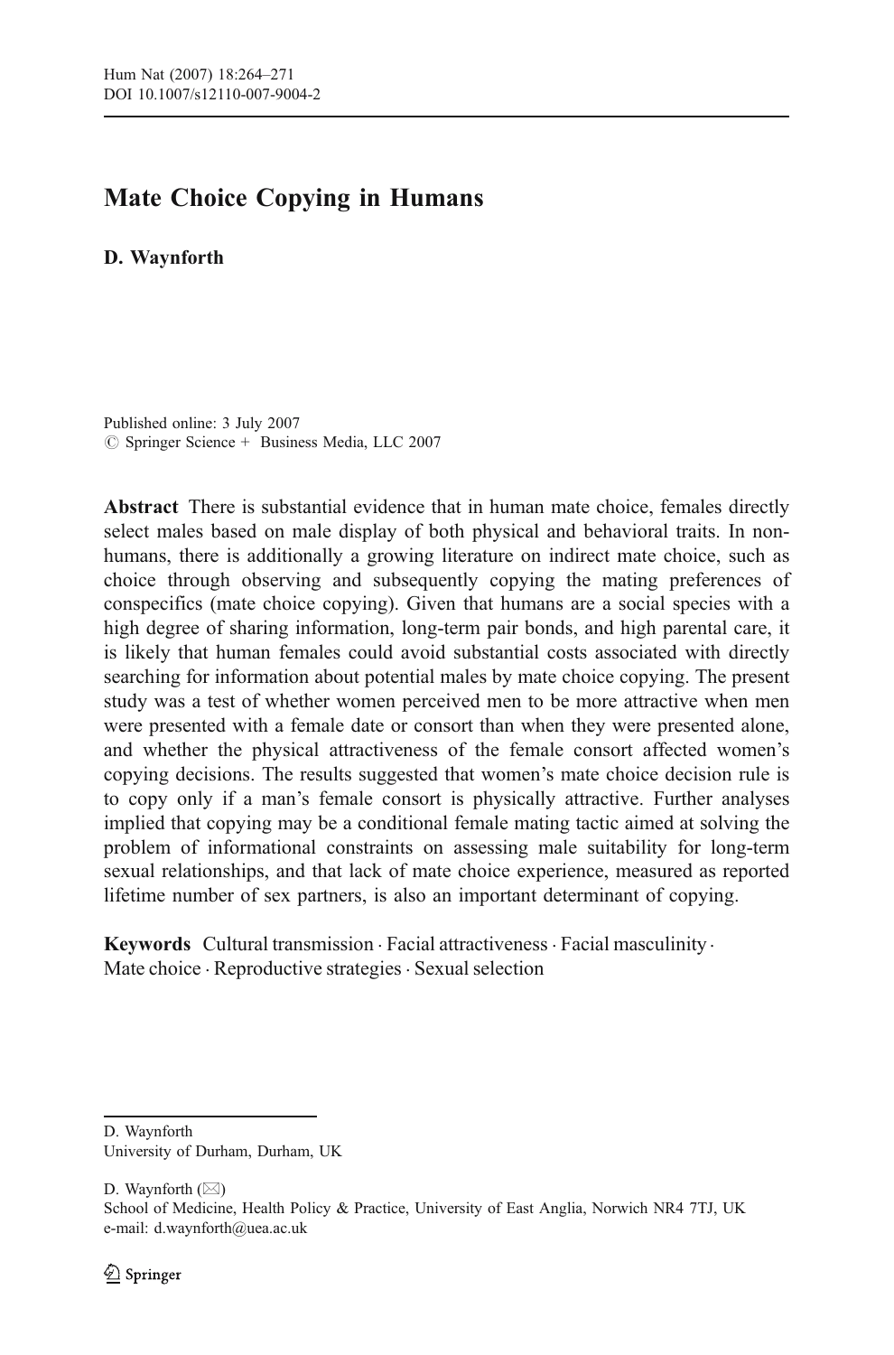# Mate Choice Copying in Humans

**D. Waynforth**

Published online: 3 July 2007
© Springer Science + Business Media, LLC 2007

**Abstract** There is substantial evidence that in human mate choice, females directly select males based on male display of both physical and behavioral traits. In non-humans, there is additionally a growing literature on indirect mate choice, such as choice through observing and subsequently copying the mating preferences of conspecifics (mate choice copying). Given that humans are a social species with a high degree of sharing information, long-term pair bonds, and high parental care, it is likely that human females could avoid substantial costs associated with directly searching for information about potential males by mate choice copying. The present study was a test of whether women perceived men to be more attractive when men were presented with a female date or consort than when they were presented alone, and whether the physical attractiveness of the female consort affected women's copying decisions. The results suggested that women's mate choice decision rule is to copy only if a man's female consort is physically attractive. Further analyses implied that copying may be a conditional female mating tactic aimed at solving the problem of informational constraints on assessing male suitability for long-term sexual relationships, and that lack of mate choice experience, measured as reported lifetime number of sex partners, is also an important determinant of copying.

**Keywords** Cultural transmission · Facial attractiveness · Facial masculinity · Mate choice · Reproductive strategies · Sexual selection

---

D. Waynforth
University of Durham, Durham, UK

D. Waynforth (✉)
School of Medicine, Health Policy & Practice, University of East Anglia, Norwich NR4 7TJ, UK
e-mail: d.waynforth@uea.ac.uk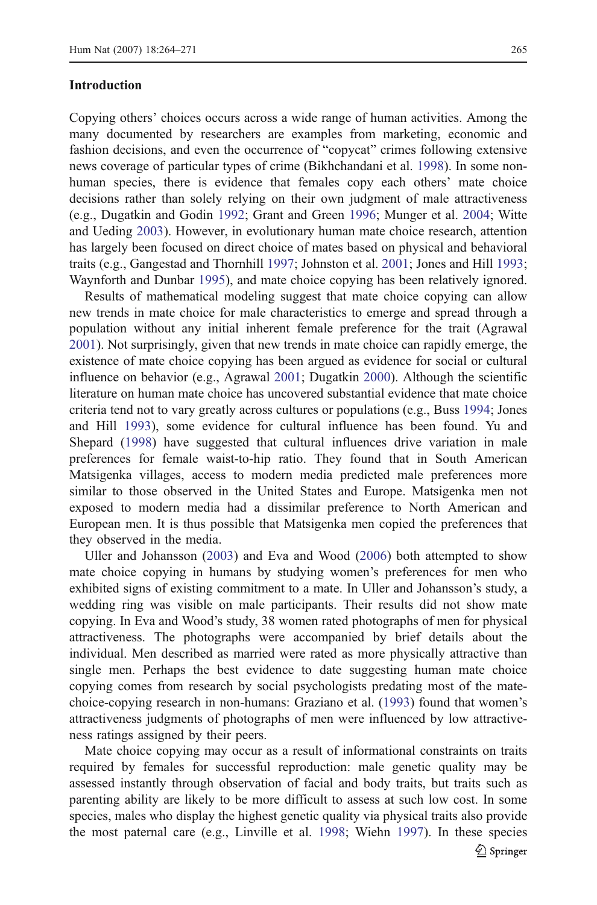## Introduction

Copying others' choices occurs across a wide range of human activities. Among the many documented by researchers are examples from marketing, economic and fashion decisions, and even the occurrence of "copycat" crimes following extensive news coverage of particular types of crime (Bikhchandani et al. 1998). In some non-human species, there is evidence that females copy each others' mate choice decisions rather than solely relying on their own judgment of male attractiveness (e.g., Dugatkin and Godin 1992; Grant and Green 1996; Munger et al. 2004; Witte and Ueding 2003). However, in evolutionary human mate choice research, attention has largely been focused on direct choice of mates based on physical and behavioral traits (e.g., Gangestad and Thornhill 1997; Johnston et al. 2001; Jones and Hill 1993; Waynforth and Dunbar 1995), and mate choice copying has been relatively ignored.

Results of mathematical modeling suggest that mate choice copying can allow new trends in mate choice for male characteristics to emerge and spread through a population without any initial inherent female preference for the trait (Agrawal 2001). Not surprisingly, given that new trends in mate choice can rapidly emerge, the existence of mate choice copying has been argued as evidence for social or cultural influence on behavior (e.g., Agrawal 2001; Dugatkin 2000). Although the scientific literature on human mate choice has uncovered substantial evidence that mate choice criteria tend not to vary greatly across cultures or populations (e.g., Buss 1994; Jones and Hill 1993), some evidence for cultural influence has been found. Yu and Shepard (1998) have suggested that cultural influences drive variation in male preferences for female waist-to-hip ratio. They found that in South American Matsigenka villages, access to modern media predicted male preferences more similar to those observed in the United States and Europe. Matsigenka men not exposed to modern media had a dissimilar preference to North American and European men. It is thus possible that Matsigenka men copied the preferences that they observed in the media.

Uller and Johansson (2003) and Eva and Wood (2006) both attempted to show mate choice copying in humans by studying women's preferences for men who exhibited signs of existing commitment to a mate. In Uller and Johansson's study, a wedding ring was visible on male participants. Their results did not show mate copying. In Eva and Wood's study, 38 women rated photographs of men for physical attractiveness. The photographs were accompanied by brief details about the individual. Men described as married were rated as more physically attractive than single men. Perhaps the best evidence to date suggesting human mate choice copying comes from research by social psychologists predating most of the mate-choice-copying research in non-humans: Graziano et al. (1993) found that women's attractiveness judgments of photographs of men were influenced by low attractiveness ratings assigned by their peers.

Mate choice copying may occur as a result of informational constraints on traits required by females for successful reproduction: male genetic quality may be assessed instantly through observation of facial and body traits, but traits such as parenting ability are likely to be more difficult to assess at such low cost. In some species, males who display the highest genetic quality via physical traits also provide the most paternal care (e.g., Linville et al. 1998; Wiehn 1997). In these species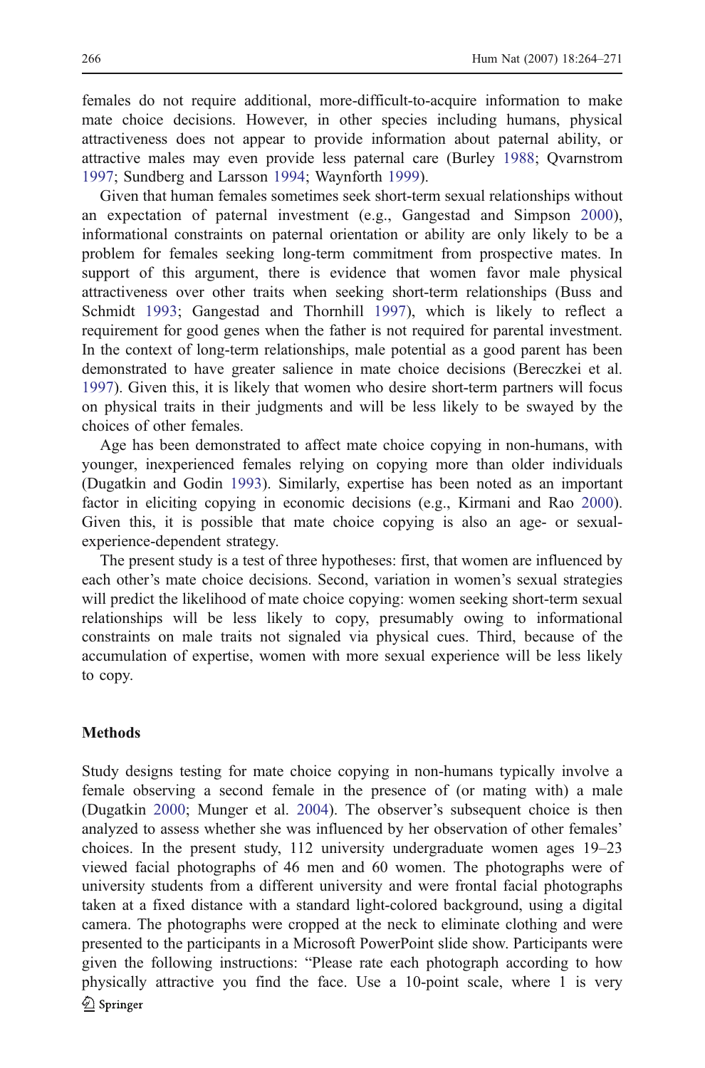females do not require additional, more-difficult-to-acquire information to make mate choice decisions. However, in other species including humans, physical attractiveness does not appear to provide information about paternal ability, or attractive males may even provide less paternal care (Burley 1988; Qvarnstrom 1997; Sundberg and Larsson 1994; Waynforth 1999).

Given that human females sometimes seek short-term sexual relationships without an expectation of paternal investment (e.g., Gangestad and Simpson 2000), informational constraints on paternal orientation or ability are only likely to be a problem for females seeking long-term commitment from prospective mates. In support of this argument, there is evidence that women favor male physical attractiveness over other traits when seeking short-term relationships (Buss and Schmidt 1993; Gangestad and Thornhill 1997), which is likely to reflect a requirement for good genes when the father is not required for parental investment. In the context of long-term relationships, male potential as a good parent has been demonstrated to have greater salience in mate choice decisions (Bereczkei et al. 1997). Given this, it is likely that women who desire short-term partners will focus on physical traits in their judgments and will be less likely to be swayed by the choices of other females.

Age has been demonstrated to affect mate choice copying in non-humans, with younger, inexperienced females relying on copying more than older individuals (Dugatkin and Godin 1993). Similarly, expertise has been noted as an important factor in eliciting copying in economic decisions (e.g., Kirmani and Rao 2000). Given this, it is possible that mate choice copying is also an age- or sexual-experience-dependent strategy.

The present study is a test of three hypotheses: first, that women are influenced by each other's mate choice decisions. Second, variation in women's sexual strategies will predict the likelihood of mate choice copying: women seeking short-term sexual relationships will be less likely to copy, presumably owing to informational constraints on male traits not signaled via physical cues. Third, because of the accumulation of expertise, women with more sexual experience will be less likely to copy.

## Methods

Study designs testing for mate choice copying in non-humans typically involve a female observing a second female in the presence of (or mating with) a male (Dugatkin 2000; Munger et al. 2004). The observer's subsequent choice is then analyzed to assess whether she was influenced by her observation of other females' choices. In the present study, 112 university undergraduate women ages 19–23 viewed facial photographs of 46 men and 60 women. The photographs were of university students from a different university and were frontal facial photographs taken at a fixed distance with a standard light-colored background, using a digital camera. The photographs were cropped at the neck to eliminate clothing and were presented to the participants in a Microsoft PowerPoint slide show. Participants were given the following instructions: "Please rate each photograph according to how physically attractive you find the face. Use a 10-point scale, where 1 is very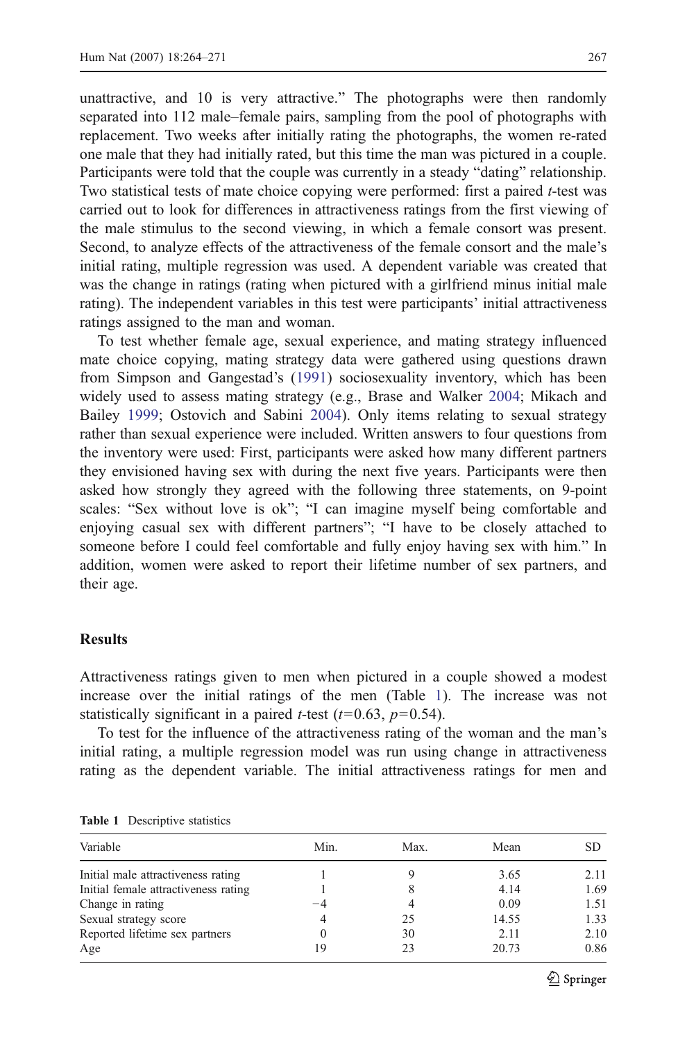unattractive, and 10 is very attractive." The photographs were then randomly separated into 112 male–female pairs, sampling from the pool of photographs with replacement. Two weeks after initially rating the photographs, the women re-rated one male that they had initially rated, but this time the man was pictured in a couple. Participants were told that the couple was currently in a steady "dating" relationship. Two statistical tests of mate choice copying were performed: first a paired *t*-test was carried out to look for differences in attractiveness ratings from the first viewing of the male stimulus to the second viewing, in which a female consort was present. Second, to analyze effects of the attractiveness of the female consort and the male's initial rating, multiple regression was used. A dependent variable was created that was the change in ratings (rating when pictured with a girlfriend minus initial male rating). The independent variables in this test were participants' initial attractiveness ratings assigned to the man and woman.

To test whether female age, sexual experience, and mating strategy influenced mate choice copying, mating strategy data were gathered using questions drawn from Simpson and Gangestad's (1991) sociosexuality inventory, which has been widely used to assess mating strategy (e.g., Brase and Walker 2004; Mikach and Bailey 1999; Ostovich and Sabini 2004). Only items relating to sexual strategy rather than sexual experience were included. Written answers to four questions from the inventory were used: First, participants were asked how many different partners they envisioned having sex with during the next five years. Participants were then asked how strongly they agreed with the following three statements, on 9-point scales: "Sex without love is ok"; "I can imagine myself being comfortable and enjoying casual sex with different partners"; "I have to be closely attached to someone before I could feel comfortable and fully enjoy having sex with him." In addition, women were asked to report their lifetime number of sex partners, and their age.

## Results

Attractiveness ratings given to men when pictured in a couple showed a modest increase over the initial ratings of the men (Table 1). The increase was not statistically significant in a paired *t*-test ($t=0.63$, $p=0.54$).

To test for the influence of the attractiveness rating of the woman and the man's initial rating, a multiple regression model was run using change in attractiveness rating as the dependent variable. The initial attractiveness ratings for men and

**Table 1** Descriptive statistics

| Variable | Min. | Max. | Mean | SD |
|---|---|---|---|---|
| Initial male attractiveness rating | 1 | 9 | 3.65 | 2.11 |
| Initial female attractiveness rating | 1 | 8 | 4.14 | 1.69 |
| Change in rating | −4 | 4 | 0.09 | 1.51 |
| Sexual strategy score | 4 | 25 | 14.55 | 1.33 |
| Reported lifetime sex partners | 0 | 30 | 2.11 | 2.10 |
| Age | 19 | 23 | 20.73 | 0.86 |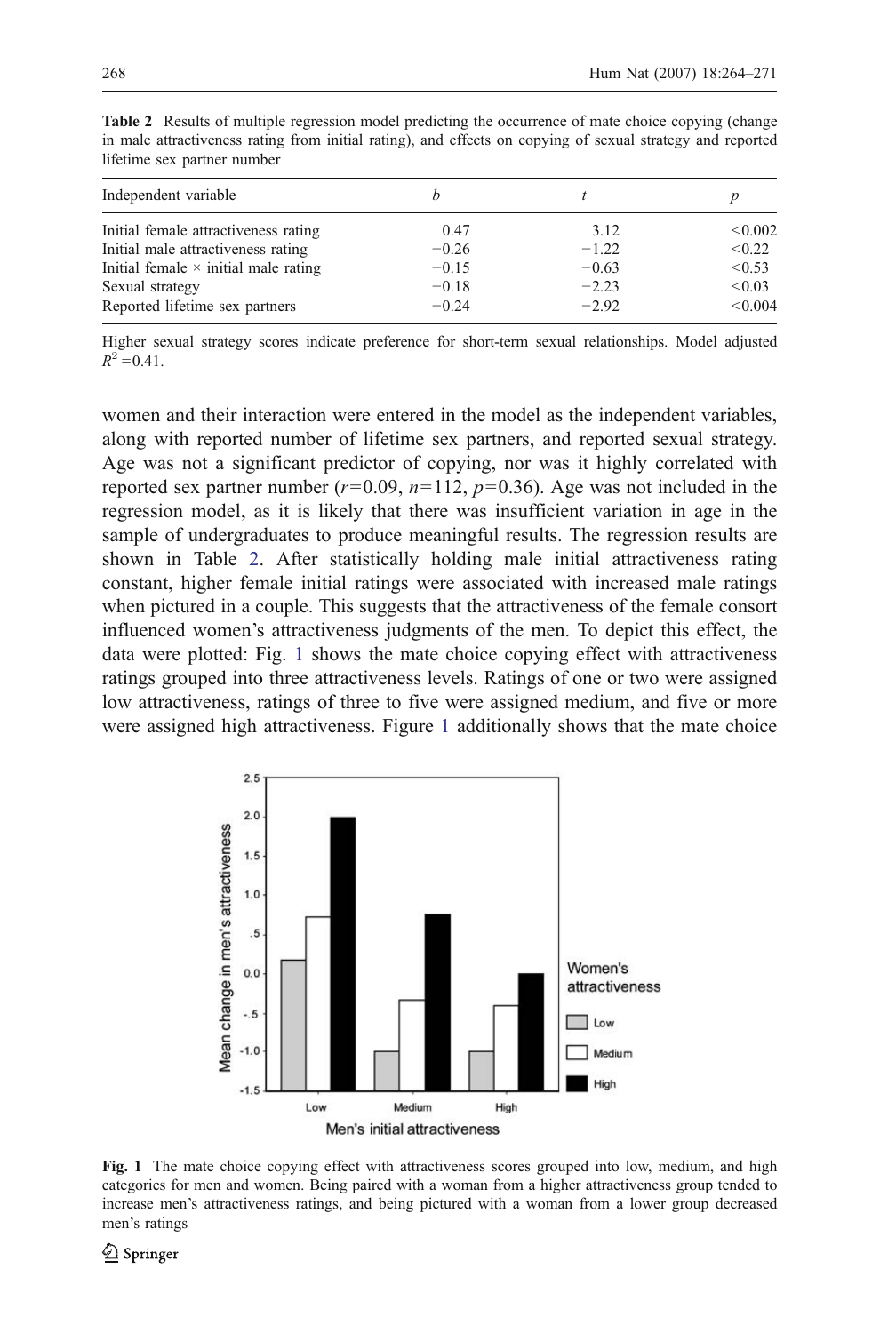**Table 2** Results of multiple regression model predicting the occurrence of mate choice copying (change in male attractiveness rating from initial rating), and effects on copying of sexual strategy and reported lifetime sex partner number

| Independent variable | *b* | *t* | *p* |
|---|---|---|---|
| Initial female attractiveness rating | 0.47 | 3.12 | <0.002 |
| Initial male attractiveness rating | −0.26 | −1.22 | <0.22 |
| Initial female × initial male rating | −0.15 | −0.63 | <0.53 |
| Sexual strategy | −0.18 | −2.23 | <0.03 |
| Reported lifetime sex partners | −0.24 | −2.92 | <0.004 |

Higher sexual strategy scores indicate preference for short-term sexual relationships. Model adjusted $R^2=0.41$.

women and their interaction were entered in the model as the independent variables, along with reported number of lifetime sex partners, and reported sexual strategy. Age was not a significant predictor of copying, nor was it highly correlated with reported sex partner number ($r=0.09$, $n=112$, $p=0.36$). Age was not included in the regression model, as it is likely that there was insufficient variation in age in the sample of undergraduates to produce meaningful results. The regression results are shown in Table 2. After statistically holding male initial attractiveness rating constant, higher female initial ratings were associated with increased male ratings when pictured in a couple. This suggests that the attractiveness of the female consort influenced women's attractiveness judgments of the men. To depict this effect, the data were plotted: Fig. 1 shows the mate choice copying effect with attractiveness ratings grouped into three attractiveness levels. Ratings of one or two were assigned low attractiveness, ratings of three to five were assigned medium, and five or more were assigned high attractiveness. Figure 1 additionally shows that the mate choice

**Fig. 1** The mate choice copying effect with attractiveness scores grouped into low, medium, and high categories for men and women. Being paired with a woman from a higher attractiveness group tended to increase men's attractiveness ratings, and being pictured with a woman from a lower group decreased men's ratings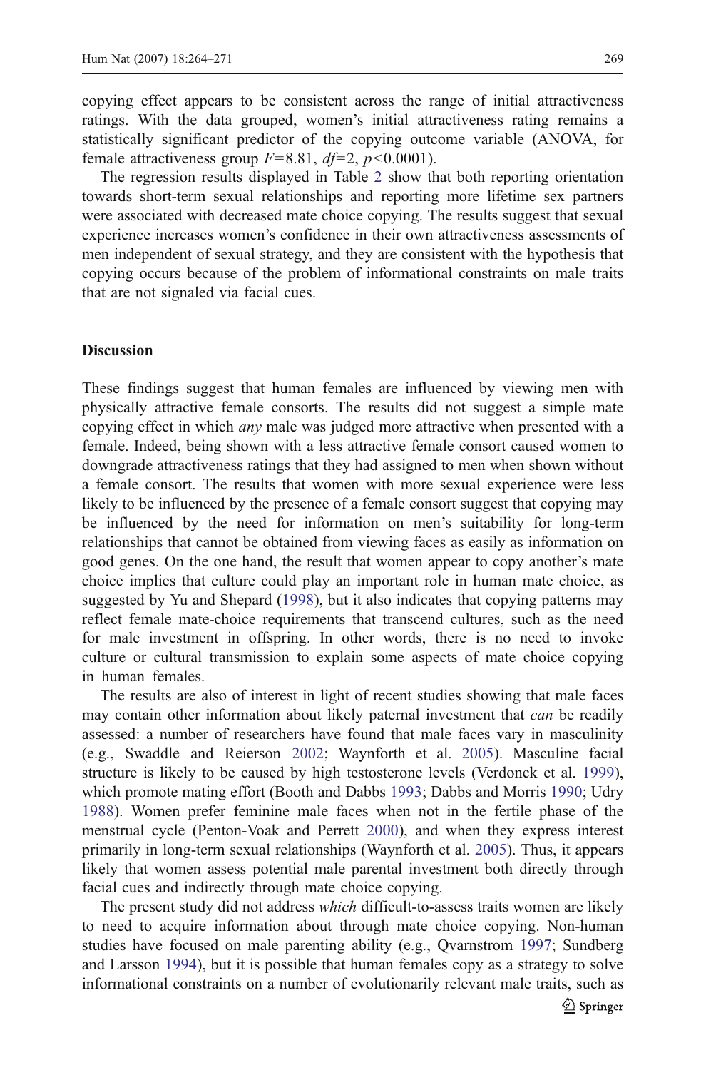copying effect appears to be consistent across the range of initial attractiveness ratings. With the data grouped, women's initial attractiveness rating remains a statistically significant predictor of the copying outcome variable (ANOVA, for female attractiveness group $F=8.81$, $df=2$, $p<0.0001$).

The regression results displayed in Table 2 show that both reporting orientation towards short-term sexual relationships and reporting more lifetime sex partners were associated with decreased mate choice copying. The results suggest that sexual experience increases women's confidence in their own attractiveness assessments of men independent of sexual strategy, and they are consistent with the hypothesis that copying occurs because of the problem of informational constraints on male traits that are not signaled via facial cues.

## Discussion

These findings suggest that human females are influenced by viewing men with physically attractive female consorts. The results did not suggest a simple mate copying effect in which *any* male was judged more attractive when presented with a female. Indeed, being shown with a less attractive female consort caused women to downgrade attractiveness ratings that they had assigned to men when shown without a female consort. The results that women with more sexual experience were less likely to be influenced by the presence of a female consort suggest that copying may be influenced by the need for information on men's suitability for long-term relationships that cannot be obtained from viewing faces as easily as information on good genes. On the one hand, the result that women appear to copy another's mate choice implies that culture could play an important role in human mate choice, as suggested by Yu and Shepard (1998), but it also indicates that copying patterns may reflect female mate-choice requirements that transcend cultures, such as the need for male investment in offspring. In other words, there is no need to invoke culture or cultural transmission to explain some aspects of mate choice copying in human females.

The results are also of interest in light of recent studies showing that male faces may contain other information about likely paternal investment that *can* be readily assessed: a number of researchers have found that male faces vary in masculinity (e.g., Swaddle and Reierson 2002; Waynforth et al. 2005). Masculine facial structure is likely to be caused by high testosterone levels (Verdonck et al. 1999), which promote mating effort (Booth and Dabbs 1993; Dabbs and Morris 1990; Udry 1988). Women prefer feminine male faces when not in the fertile phase of the menstrual cycle (Penton-Voak and Perrett 2000), and when they express interest primarily in long-term sexual relationships (Waynforth et al. 2005). Thus, it appears likely that women assess potential male parental investment both directly through facial cues and indirectly through mate choice copying.

The present study did not address *which* difficult-to-assess traits women are likely to need to acquire information about through mate choice copying. Non-human studies have focused on male parenting ability (e.g., Qvarnstrom 1997; Sundberg and Larsson 1994), but it is possible that human females copy as a strategy to solve informational constraints on a number of evolutionarily relevant male traits, such as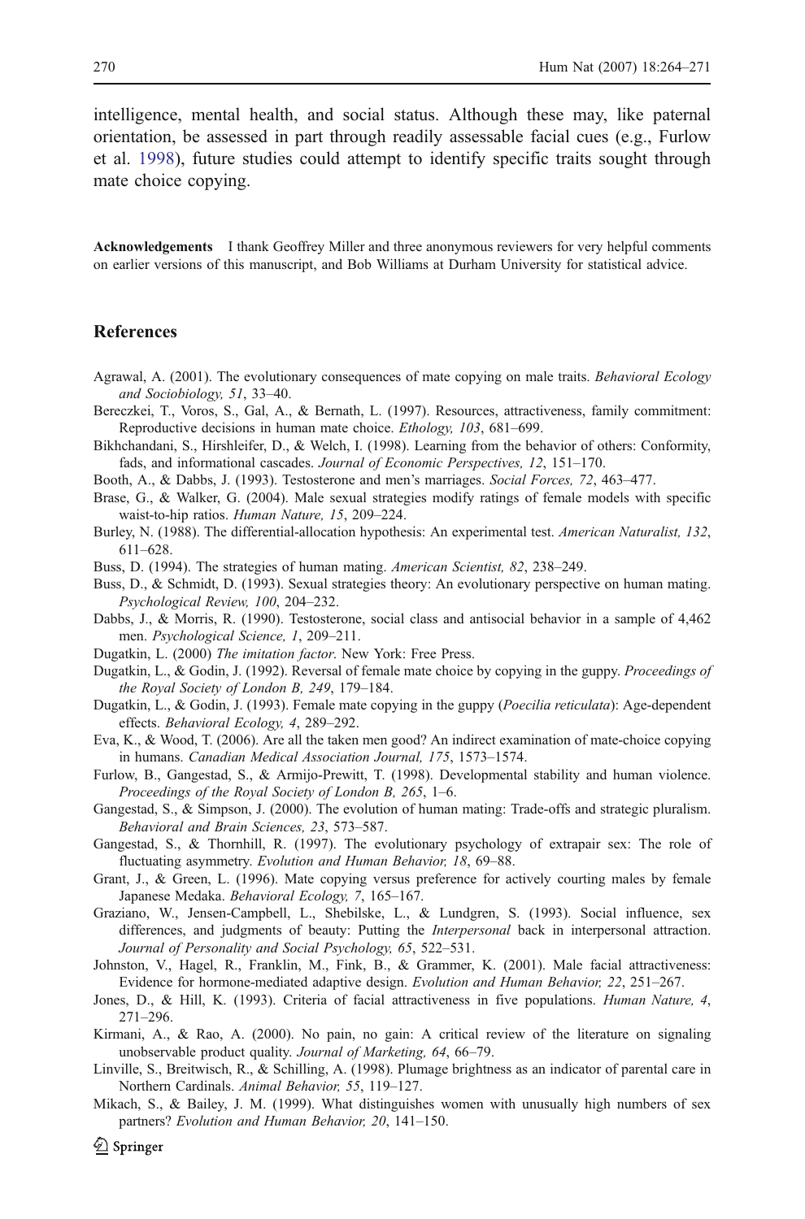intelligence, mental health, and social status. Although these may, like paternal orientation, be assessed in part through readily assessable facial cues (e.g., Furlow et al. 1998), future studies could attempt to identify specific traits sought through mate choice copying.

**Acknowledgements** I thank Geoffrey Miller and three anonymous reviewers for very helpful comments on earlier versions of this manuscript, and Bob Williams at Durham University for statistical advice.

## References

Agrawal, A. (2001). The evolutionary consequences of mate copying on male traits. *Behavioral Ecology and Sociobiology, 51*, 33–40.

Bereczkei, T., Voros, S., Gal, A., & Bernath, L. (1997). Resources, attractiveness, family commitment: Reproductive decisions in human mate choice. *Ethology, 103*, 681–699.

Bikhchandani, S., Hirshleifer, D., & Welch, I. (1998). Learning from the behavior of others: Conformity, fads, and informational cascades. *Journal of Economic Perspectives, 12*, 151–170.

Booth, A., & Dabbs, J. (1993). Testosterone and men's marriages. *Social Forces, 72*, 463–477.

Brase, G., & Walker, G. (2004). Male sexual strategies modify ratings of female models with specific waist-to-hip ratios. *Human Nature, 15*, 209–224.

Burley, N. (1988). The differential-allocation hypothesis: An experimental test. *American Naturalist, 132*, 611–628.

Buss, D. (1994). The strategies of human mating. *American Scientist, 82*, 238–249.

Buss, D., & Schmidt, D. (1993). Sexual strategies theory: An evolutionary perspective on human mating. *Psychological Review, 100*, 204–232.

Dabbs, J., & Morris, R. (1990). Testosterone, social class and antisocial behavior in a sample of 4,462 men. *Psychological Science, 1*, 209–211.

Dugatkin, L. (2000) *The imitation factor*. New York: Free Press.

Dugatkin, L., & Godin, J. (1992). Reversal of female mate choice by copying in the guppy. *Proceedings of the Royal Society of London B, 249*, 179–184.

Dugatkin, L., & Godin, J. (1993). Female mate copying in the guppy (*Poecilia reticulata*): Age-dependent effects. *Behavioral Ecology, 4*, 289–292.

Eva, K., & Wood, T. (2006). Are all the taken men good? An indirect examination of mate-choice copying in humans. *Canadian Medical Association Journal, 175*, 1573–1574.

Furlow, B., Gangestad, S., & Armijo-Prewitt, T. (1998). Developmental stability and human violence. *Proceedings of the Royal Society of London B, 265*, 1–6.

Gangestad, S., & Simpson, J. (2000). The evolution of human mating: Trade-offs and strategic pluralism. *Behavioral and Brain Sciences, 23*, 573–587.

Gangestad, S., & Thornhill, R. (1997). The evolutionary psychology of extrapair sex: The role of fluctuating asymmetry. *Evolution and Human Behavior, 18*, 69–88.

Grant, J., & Green, L. (1996). Mate copying versus preference for actively courting males by female Japanese Medaka. *Behavioral Ecology, 7*, 165–167.

Graziano, W., Jensen-Campbell, L., Shebilske, L., & Lundgren, S. (1993). Social influence, sex differences, and judgments of beauty: Putting the *Interpersonal* back in interpersonal attraction. *Journal of Personality and Social Psychology, 65*, 522–531.

Johnston, V., Hagel, R., Franklin, M., Fink, B., & Grammer, K. (2001). Male facial attractiveness: Evidence for hormone-mediated adaptive design. *Evolution and Human Behavior, 22*, 251–267.

Jones, D., & Hill, K. (1993). Criteria of facial attractiveness in five populations. *Human Nature, 4*, 271–296.

Kirmani, A., & Rao, A. (2000). No pain, no gain: A critical review of the literature on signaling unobservable product quality. *Journal of Marketing, 64*, 66–79.

Linville, S., Breitwisch, R., & Schilling, A. (1998). Plumage brightness as an indicator of parental care in Northern Cardinals. *Animal Behavior, 55*, 119–127.

Mikach, S., & Bailey, J. M. (1999). What distinguishes women with unusually high numbers of sex partners? *Evolution and Human Behavior, 20*, 141–150.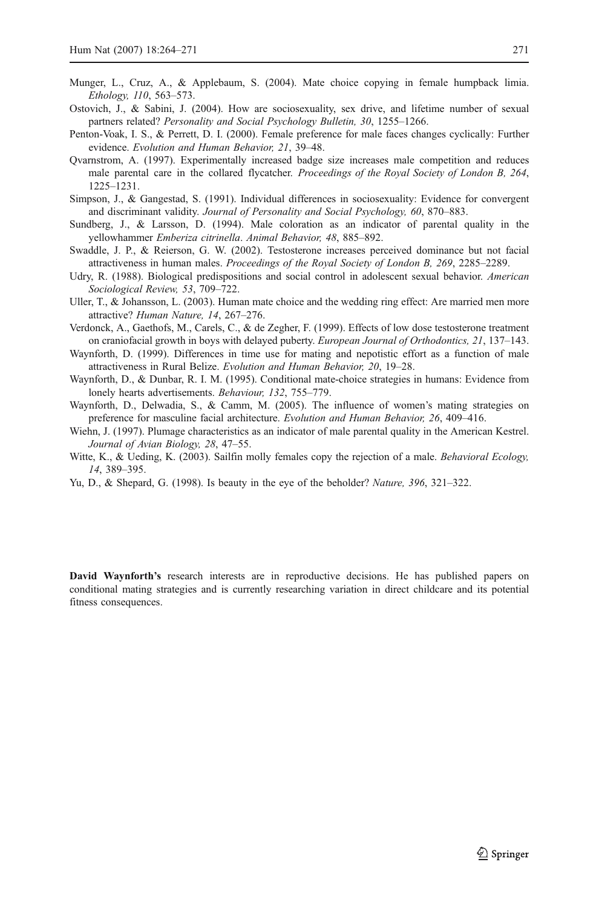Munger, L., Cruz, A., & Applebaum, S. (2004). Mate choice copying in female humpback limia. *Ethology, 110*, 563–573.

Ostovich, J., & Sabini, J. (2004). How are sociosexuality, sex drive, and lifetime number of sexual partners related? *Personality and Social Psychology Bulletin, 30*, 1255–1266.

Penton-Voak, I. S., & Perrett, D. I. (2000). Female preference for male faces changes cyclically: Further evidence. *Evolution and Human Behavior, 21*, 39–48.

Qvarnstrom, A. (1997). Experimentally increased badge size increases male competition and reduces male parental care in the collared flycatcher. *Proceedings of the Royal Society of London B, 264*, 1225–1231.

Simpson, J., & Gangestad, S. (1991). Individual differences in sociosexuality: Evidence for convergent and discriminant validity. *Journal of Personality and Social Psychology, 60*, 870–883.

Sundberg, J., & Larsson, D. (1994). Male coloration as an indicator of parental quality in the yellowhammer *Emberiza citrinella*. *Animal Behavior, 48*, 885–892.

Swaddle, J. P., & Reierson, G. W. (2002). Testosterone increases perceived dominance but not facial attractiveness in human males. *Proceedings of the Royal Society of London B, 269*, 2285–2289.

Udry, R. (1988). Biological predispositions and social control in adolescent sexual behavior. *American Sociological Review, 53*, 709–722.

Uller, T., & Johansson, L. (2003). Human mate choice and the wedding ring effect: Are married men more attractive? *Human Nature, 14*, 267–276.

Verdonck, A., Gaethofs, M., Carels, C., & de Zegher, F. (1999). Effects of low dose testosterone treatment on craniofacial growth in boys with delayed puberty. *European Journal of Orthodontics, 21*, 137–143.

Waynforth, D. (1999). Differences in time use for mating and nepotistic effort as a function of male attractiveness in Rural Belize. *Evolution and Human Behavior, 20*, 19–28.

Waynforth, D., & Dunbar, R. I. M. (1995). Conditional mate-choice strategies in humans: Evidence from lonely hearts advertisements. *Behaviour, 132*, 755–779.

Waynforth, D., Delwadia, S., & Camm, M. (2005). The influence of women's mating strategies on preference for masculine facial architecture. *Evolution and Human Behavior, 26*, 409–416.

Wiehn, J. (1997). Plumage characteristics as an indicator of male parental quality in the American Kestrel. *Journal of Avian Biology, 28*, 47–55.

Witte, K., & Ueding, K. (2003). Sailfin molly females copy the rejection of a male. *Behavioral Ecology, 14*, 389–395.

Yu, D., & Shepard, G. (1998). Is beauty in the eye of the beholder? *Nature, 396*, 321–322.

**David Waynforth's** research interests are in reproductive decisions. He has published papers on conditional mating strategies and is currently researching variation in direct childcare and its potential fitness consequences.